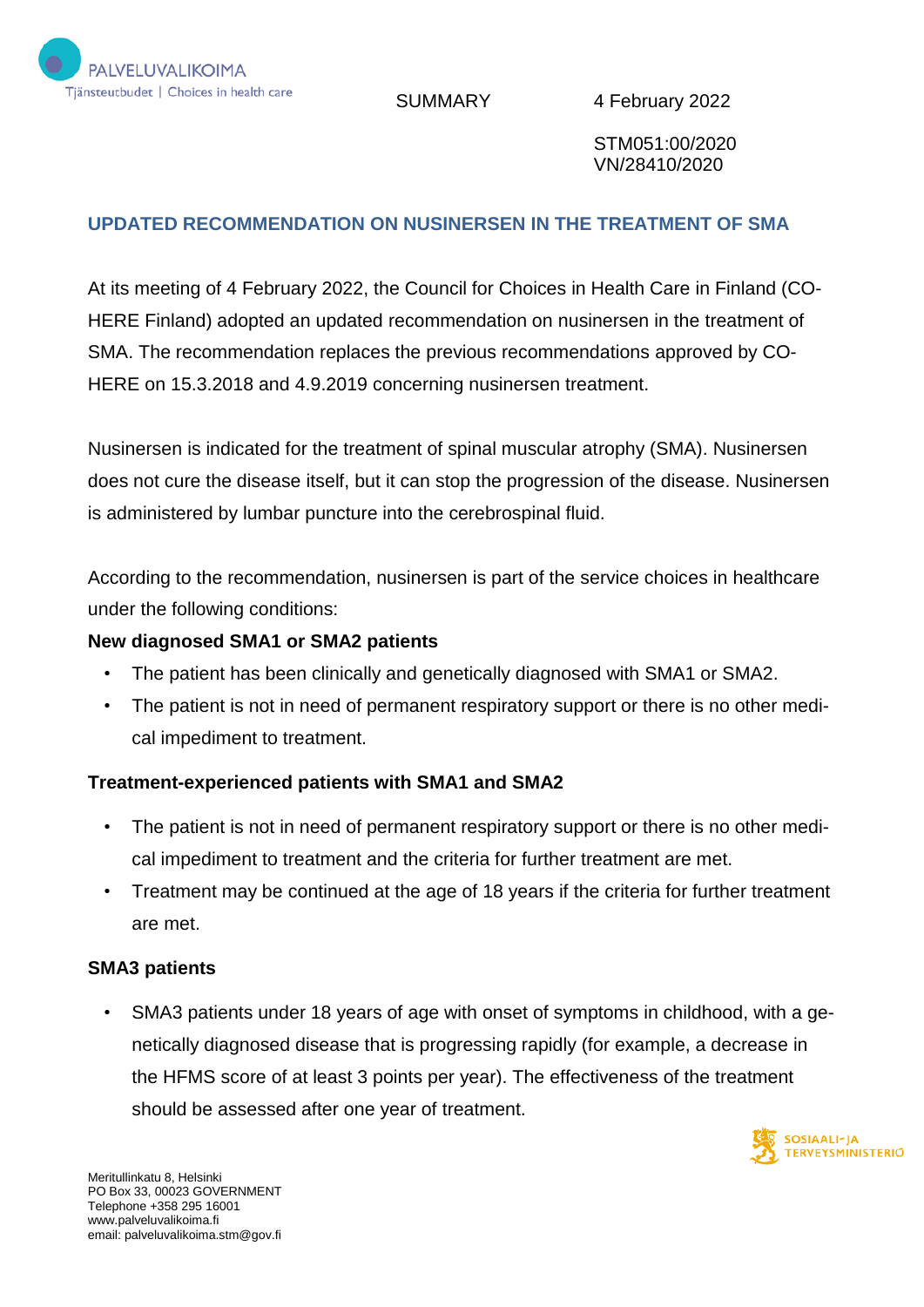PALVELUVALIKOIMA
Tjänsteutbudet | Choices in health care

SUMMARY

4 February 2022

STM051:00/2020
VN/28410/2020

## UPDATED RECOMMENDATION ON NUSINERSEN IN THE TREATMENT OF SMA

At its meeting of 4 February 2022, the Council for Choices in Health Care in Finland (COHERE Finland) adopted an updated recommendation on nusinersen in the treatment of SMA. The recommendation replaces the previous recommendations approved by COHERE on 15.3.2018 and 4.9.2019 concerning nusinersen treatment.

Nusinersen is indicated for the treatment of spinal muscular atrophy (SMA). Nusinersen does not cure the disease itself, but it can stop the progression of the disease. Nusinersen is administered by lumbar puncture into the cerebrospinal fluid.

According to the recommendation, nusinersen is part of the service choices in healthcare under the following conditions:

**New diagnosed SMA1 or SMA2 patients**

- The patient has been clinically and genetically diagnosed with SMA1 or SMA2.
- The patient is not in need of permanent respiratory support or there is no other medical impediment to treatment.

**Treatment-experienced patients with SMA1 and SMA2**

- The patient is not in need of permanent respiratory support or there is no other medical impediment to treatment and the criteria for further treatment are met.
- Treatment may be continued at the age of 18 years if the criteria for further treatment are met.

**SMA3 patients**

- SMA3 patients under 18 years of age with onset of symptoms in childhood, with a genetically diagnosed disease that is progressing rapidly (for example, a decrease in the HFMS score of at least 3 points per year). The effectiveness of the treatment should be assessed after one year of treatment.

SOSIAALI- JA TERVEYSMINISTERIÖ

Meritullinkatu 8, Helsinki
PO Box 33, 00023 GOVERNMENT
Telephone +358 295 16001
www.palveluvalikoima.fi
email: palveluvalikoima.stm@gov.fi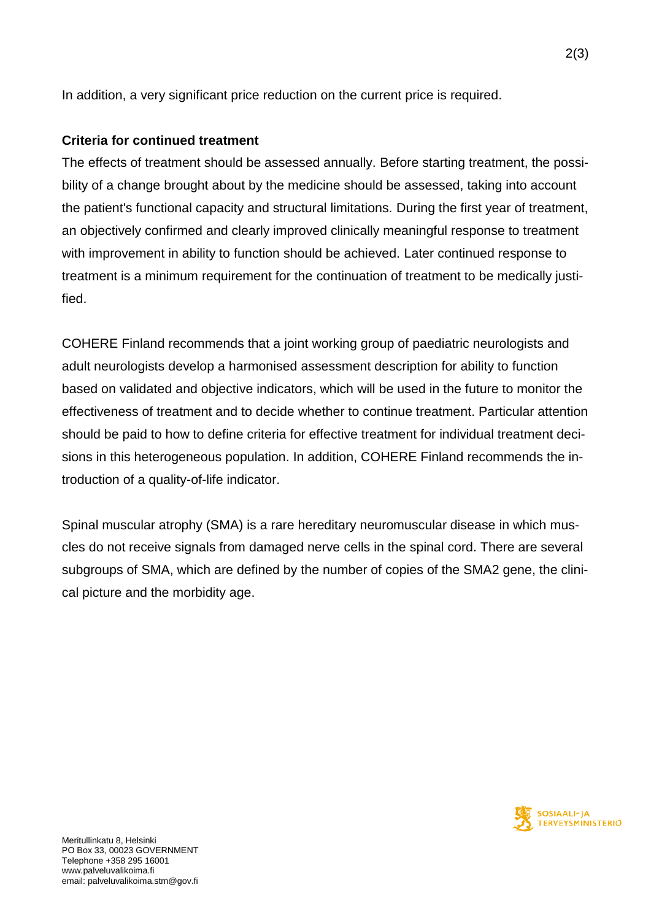In addition, a very significant price reduction on the current price is required.

**Criteria for continued treatment**

The effects of treatment should be assessed annually. Before starting treatment, the possibility of a change brought about by the medicine should be assessed, taking into account the patient's functional capacity and structural limitations. During the first year of treatment, an objectively confirmed and clearly improved clinically meaningful response to treatment with improvement in ability to function should be achieved. Later continued response to treatment is a minimum requirement for the continuation of treatment to be medically justified.

COHERE Finland recommends that a joint working group of paediatric neurologists and adult neurologists develop a harmonised assessment description for ability to function based on validated and objective indicators, which will be used in the future to monitor the effectiveness of treatment and to decide whether to continue treatment. Particular attention should be paid to how to define criteria for effective treatment for individual treatment decisions in this heterogeneous population. In addition, COHERE Finland recommends the introduction of a quality-of-life indicator.

Spinal muscular atrophy (SMA) is a rare hereditary neuromuscular disease in which muscles do not receive signals from damaged nerve cells in the spinal cord. There are several subgroups of SMA, which are defined by the number of copies of the SMA2 gene, the clinical picture and the morbidity age.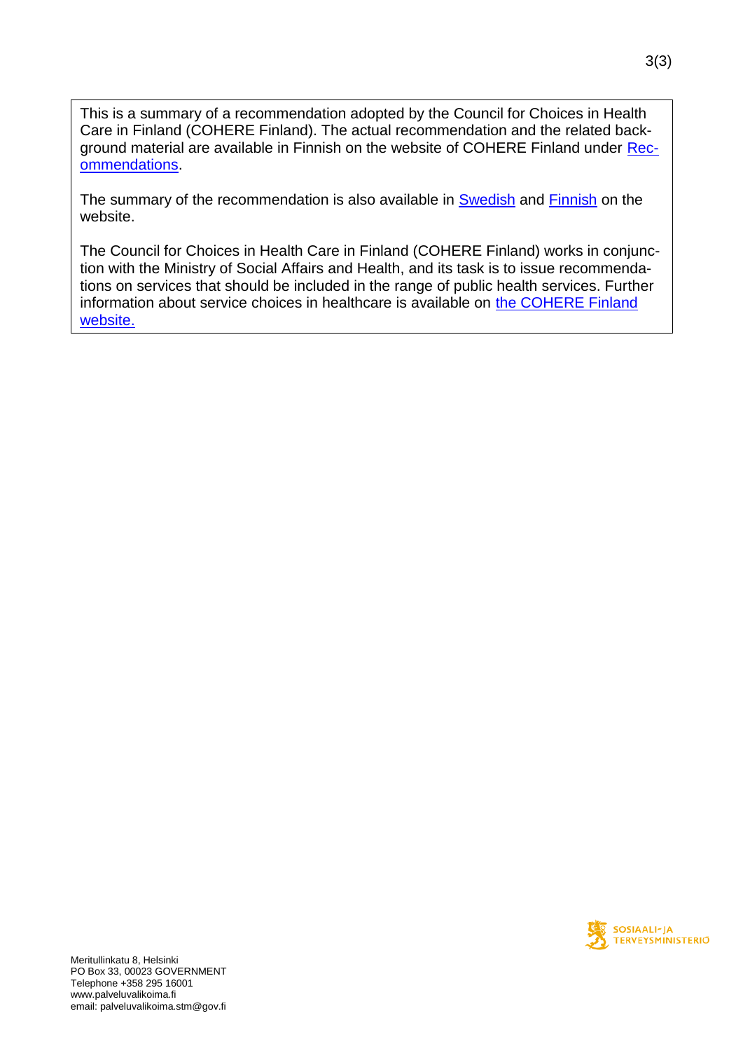This is a summary of a recommendation adopted by the Council for Choices in Health Care in Finland (COHERE Finland). The actual recommendation and the related background material are available in Finnish on the website of COHERE Finland under Recommendations.

The summary of the recommendation is also available in Swedish and Finnish on the website.

The Council for Choices in Health Care in Finland (COHERE Finland) works in conjunction with the Ministry of Social Affairs and Health, and its task is to issue recommendations on services that should be included in the range of public health services. Further information about service choices in healthcare is available on the COHERE Finland website.

Meritullinkatu 8, Helsinki
PO Box 33, 00023 GOVERNMENT
Telephone +358 295 16001
www.palveluvalikoima.fi
email: palveluvalikoima.stm@gov.fi